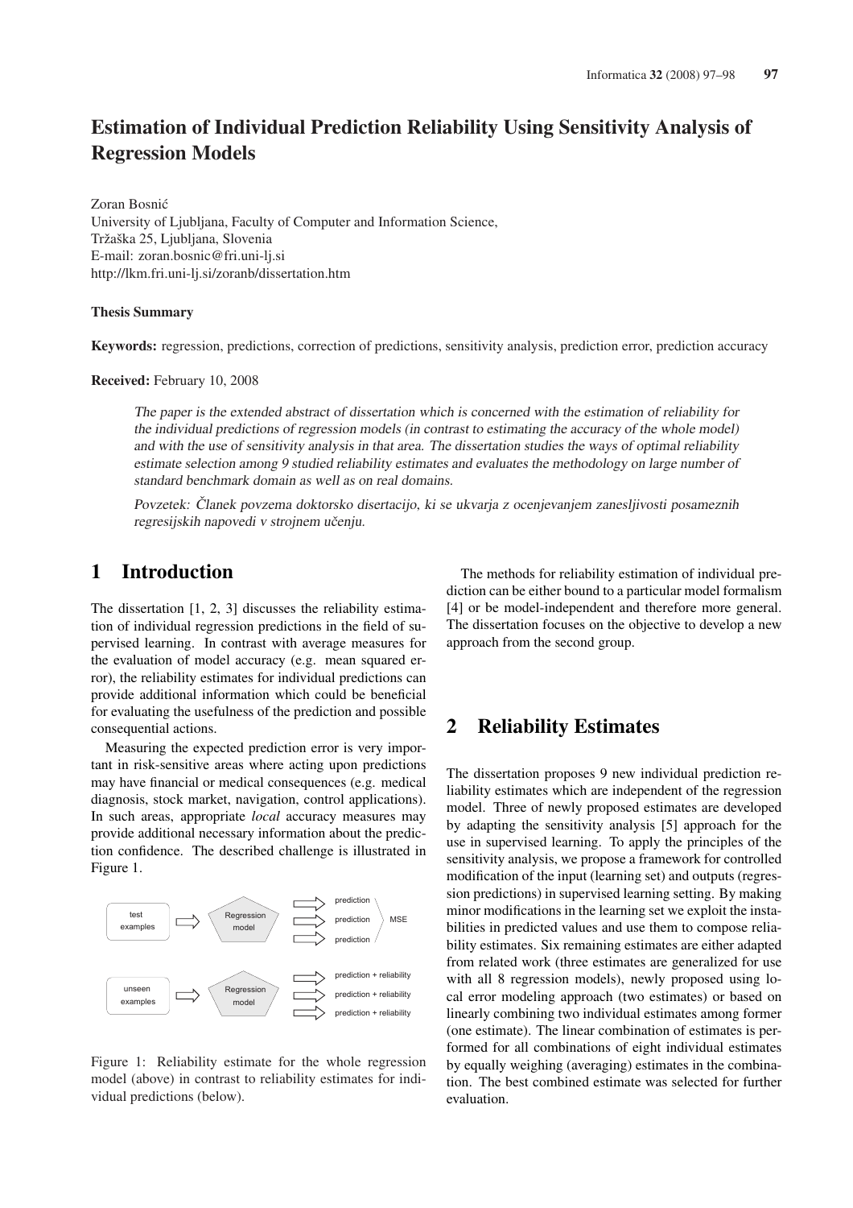# Estimation of Individual Prediction Reliability Using Sensitivity Analysis of Regression Models

Zoran Bosnić
University of Ljubljana, Faculty of Computer and Information Science,
Tržaška 25, Ljubljana, Slovenia
E-mail: zoran.bosnic@fri.uni-lj.si
http://lkm.fri.uni-lj.si/zoranb/dissertation.htm

**Thesis Summary**

**Keywords:** regression, predictions, correction of predictions, sensitivity analysis, prediction error, prediction accuracy

**Received:** February 10, 2008

*The paper is the extended abstract of dissertation which is concerned with the estimation of reliability for the individual predictions of regression models (in contrast to estimating the accuracy of the whole model) and with the use of sensitivity analysis in that area. The dissertation studies the ways of optimal reliability estimate selection among 9 studied reliability estimates and evaluates the methodology on large number of standard benchmark domain as well as on real domains.*

*Povzetek: Članek povzema doktorsko disertacijo, ki se ukvarja z ocenjevanjem zanesljivosti posameznih regresijskih napovedi v strojnem učenju.*

## 1 Introduction

The dissertation [1, 2, 3] discusses the reliability estimation of individual regression predictions in the field of supervised learning. In contrast with average measures for the evaluation of model accuracy (e.g. mean squared error), the reliability estimates for individual predictions can provide additional information which could be beneficial for evaluating the usefulness of the prediction and possible consequential actions.

Measuring the expected prediction error is very important in risk-sensitive areas where acting upon predictions may have financial or medical consequences (e.g. medical diagnosis, stock market, navigation, control applications). In such areas, appropriate *local* accuracy measures may provide additional necessary information about the prediction confidence. The described challenge is illustrated in Figure 1.

Figure 1: Reliability estimate for the whole regression model (above) in contrast to reliability estimates for individual predictions (below).

The methods for reliability estimation of individual prediction can be either bound to a particular model formalism [4] or be model-independent and therefore more general. The dissertation focuses on the objective to develop a new approach from the second group.

## 2 Reliability Estimates

The dissertation proposes 9 new individual prediction reliability estimates which are independent of the regression model. Three of newly proposed estimates are developed by adapting the sensitivity analysis [5] approach for the use in supervised learning. To apply the principles of the sensitivity analysis, we propose a framework for controlled modification of the input (learning set) and outputs (regression predictions) in supervised learning setting. By making minor modifications in the learning set we exploit the instabilities in predicted values and use them to compose reliability estimates. Six remaining estimates are either adapted from related work (three estimates are generalized for use with all 8 regression models), newly proposed using local error modeling approach (two estimates) or based on linearly combining two individual estimates among former (one estimate). The linear combination of estimates is performed for all combinations of eight individual estimates by equally weighing (averaging) estimates in the combination. The best combined estimate was selected for further evaluation.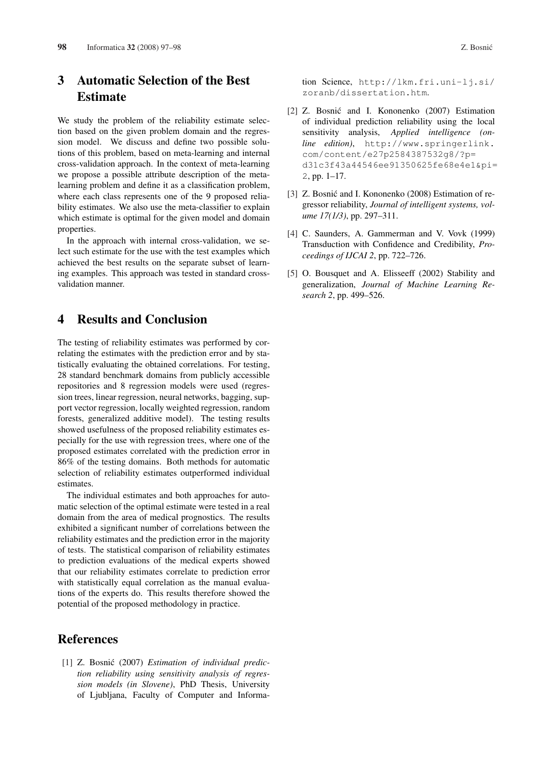## 3 Automatic Selection of the Best Estimate

We study the problem of the reliability estimate selection based on the given problem domain and the regression model. We discuss and define two possible solutions of this problem, based on meta-learning and internal cross-validation approach. In the context of meta-learning we propose a possible attribute description of the meta-learning problem and define it as a classification problem, where each class represents one of the 9 proposed reliability estimates. We also use the meta-classifier to explain which estimate is optimal for the given model and domain properties.

In the approach with internal cross-validation, we select such estimate for the use with the test examples which achieved the best results on the separate subset of learning examples. This approach was tested in standard cross-validation manner.

## 4 Results and Conclusion

The testing of reliability estimates was performed by correlating the estimates with the prediction error and by statistically evaluating the obtained correlations. For testing, 28 standard benchmark domains from publicly accessible repositories and 8 regression models were used (regression trees, linear regression, neural networks, bagging, support vector regression, locally weighted regression, random forests, generalized additive model). The testing results showed usefulness of the proposed reliability estimates especially for the use with regression trees, where one of the proposed estimates correlated with the prediction error in 86% of the testing domains. Both methods for automatic selection of reliability estimates outperformed individual estimates.

The individual estimates and both approaches for automatic selection of the optimal estimate were tested in a real domain from the area of medical prognostics. The results exhibited a significant number of correlations between the reliability estimates and the prediction error in the majority of tests. The statistical comparison of reliability estimates to prediction evaluations of the medical experts showed that our reliability estimates correlate to prediction error with statistically equal correlation as the manual evaluations of the experts do. This results therefore showed the potential of the proposed methodology in practice.

## References

[1] Z. Bosnić (2007) *Estimation of individual prediction reliability using sensitivity analysis of regression models (in Slovene)*, PhD Thesis, University of Ljubljana, Faculty of Computer and Information Science, http://lkm.fri.uni-lj.si/zoranb/dissertation.htm.

[2] Z. Bosnić and I. Kononenko (2007) Estimation of individual prediction reliability using the local sensitivity analysis, *Applied intelligence (online edition)*, http://www.springerlink.com/content/e27p2584387532g8/?p=d31c3f43a44546ee91350625fe68e4e1&pi=2, pp. 1–17.

[3] Z. Bosnić and I. Kononenko (2008) Estimation of regressor reliability, *Journal of intelligent systems, volume 17(1/3)*, pp. 297–311.

[4] C. Saunders, A. Gammerman and V. Vovk (1999) Transduction with Confidence and Credibility, *Proceedings of IJCAI 2*, pp. 722–726.

[5] O. Bousquet and A. Elisseeff (2002) Stability and generalization, *Journal of Machine Learning Research 2*, pp. 499–526.